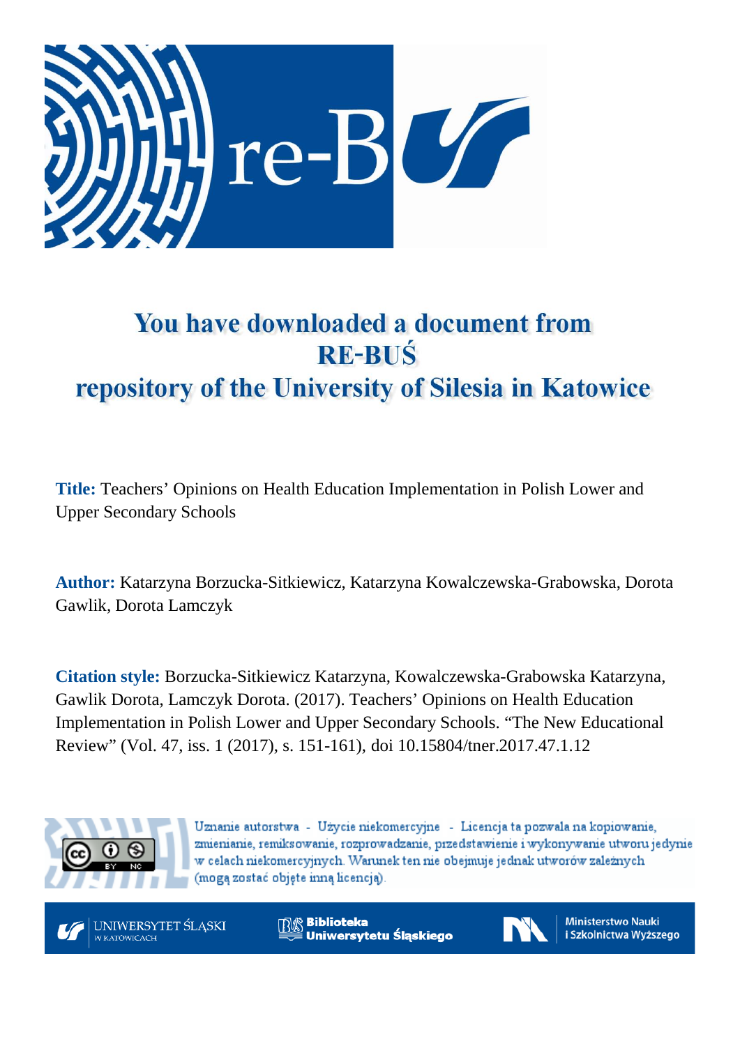# You have downloaded a document from RE-BUŚ repository of the University of Silesia in Katowice

**Title:** Teachers' Opinions on Health Education Implementation in Polish Lower and Upper Secondary Schools

**Author:** Katarzyna Borzucka-Sitkiewicz, Katarzyna Kowalczewska-Grabowska, Dorota Gawlik, Dorota Lamczyk

**Citation style:** Borzucka-Sitkiewicz Katarzyna, Kowalczewska-Grabowska Katarzyna, Gawlik Dorota, Lamczyk Dorota. (2017). Teachers' Opinions on Health Education Implementation in Polish Lower and Upper Secondary Schools. "The New Educational Review" (Vol. 47, iss. 1 (2017), s. 151-161), doi 10.15804/tner.2017.47.1.12

Uznanie autorstwa - Użycie niekomercyjne - Licencja ta pozwala na kopiowanie, zmienianie, remiksowanie, rozprowadzanie, przedstawienie i wykonywanie utworu jedynie w celach niekomercyjnych. Warunek ten nie obejmuje jednak utworów zależnych (mogą zostać objęte inną licencją).

UNIWERSYTET ŚLĄSKI W KATOWICACH | Biblioteka Uniwersytetu Śląskiego | Ministerstwo Nauki i Szkolnictwa Wyższego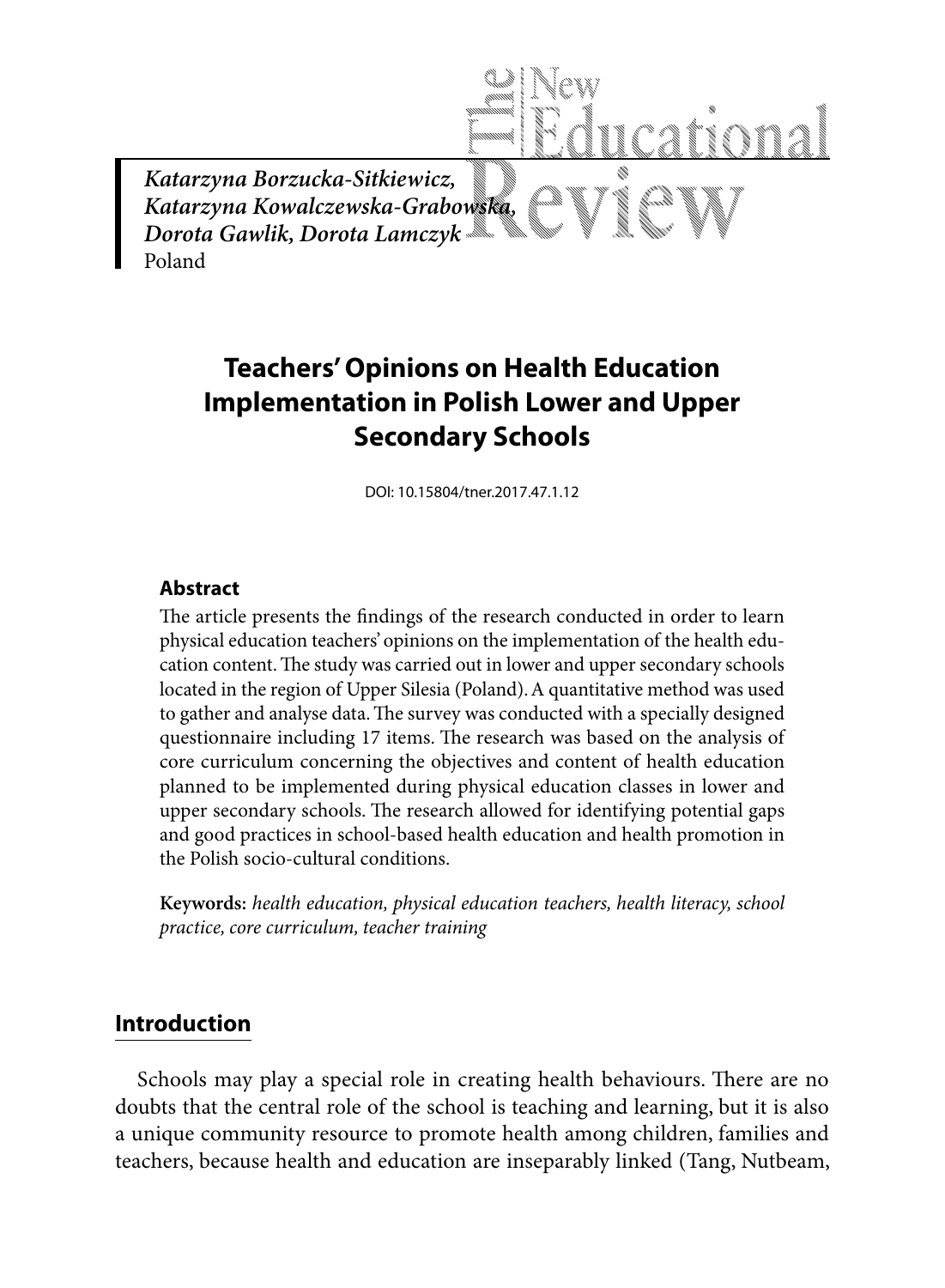*Katarzyna Borzucka-Sitkiewicz, Katarzyna Kowalczewska-Grabowska, Dorota Gawlik, Dorota Lamczyk*
Poland

# Teachers' Opinions on Health Education Implementation in Polish Lower and Upper Secondary Schools

DOI: 10.15804/tner.2017.47.1.12

### Abstract

The article presents the findings of the research conducted in order to learn physical education teachers' opinions on the implementation of the health education content. The study was carried out in lower and upper secondary schools located in the region of Upper Silesia (Poland). A quantitative method was used to gather and analyse data. The survey was conducted with a specially designed questionnaire including 17 items. The research was based on the analysis of core curriculum concerning the objectives and content of health education planned to be implemented during physical education classes in lower and upper secondary schools. The research allowed for identifying potential gaps and good practices in school-based health education and health promotion in the Polish socio-cultural conditions.

**Keywords:** *health education, physical education teachers, health literacy, school practice, core curriculum, teacher training*

## Introduction

Schools may play a special role in creating health behaviours. There are no doubts that the central role of the school is teaching and learning, but it is also a unique community resource to promote health among children, families and teachers, because health and education are inseparably linked (Tang, Nutbeam,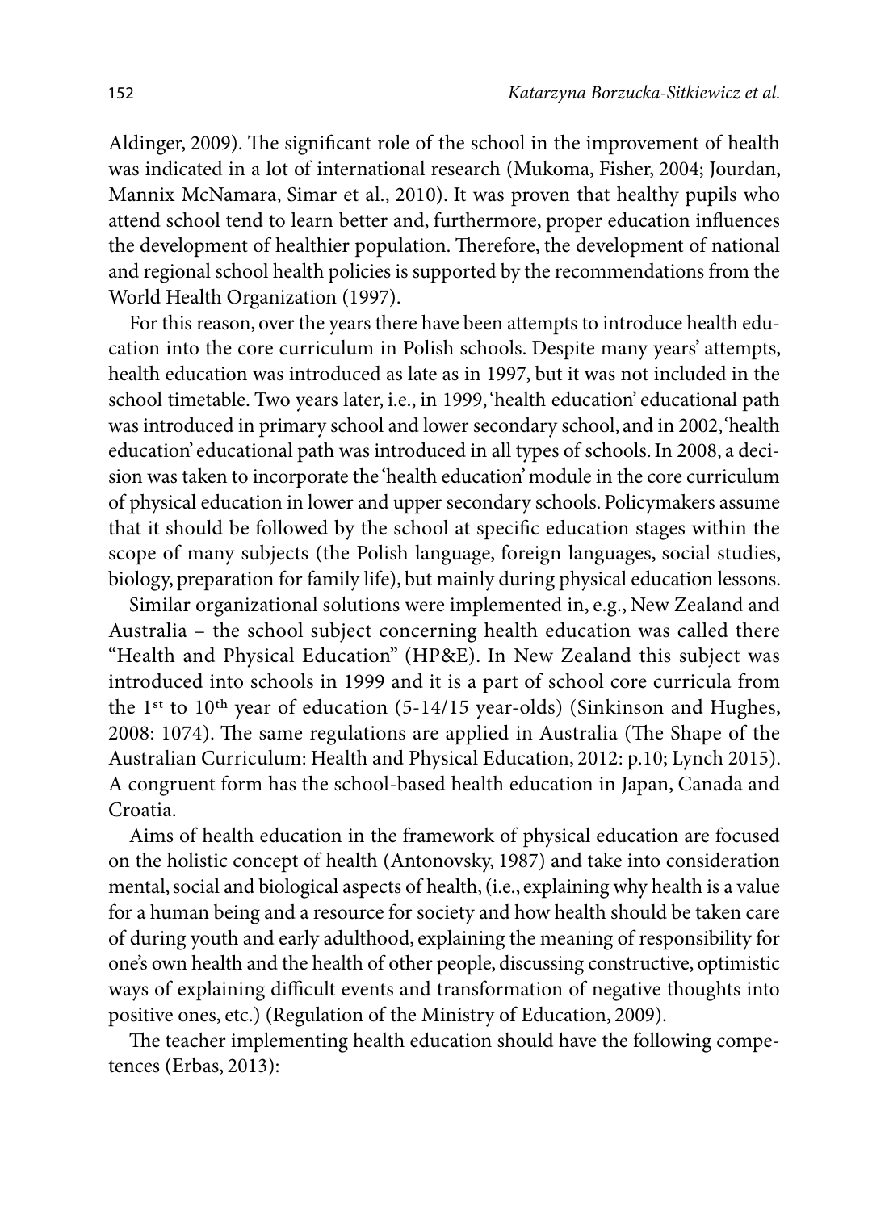Aldinger, 2009). The significant role of the school in the improvement of health was indicated in a lot of international research (Mukoma, Fisher, 2004; Jourdan, Mannix McNamara, Simar et al., 2010). It was proven that healthy pupils who attend school tend to learn better and, furthermore, proper education influences the development of healthier population. Therefore, the development of national and regional school health policies is supported by the recommendations from the World Health Organization (1997).

For this reason, over the years there have been attempts to introduce health education into the core curriculum in Polish schools. Despite many years' attempts, health education was introduced as late as in 1997, but it was not included in the school timetable. Two years later, i.e., in 1999, 'health education' educational path was introduced in primary school and lower secondary school, and in 2002, 'health education' educational path was introduced in all types of schools. In 2008, a decision was taken to incorporate the 'health education' module in the core curriculum of physical education in lower and upper secondary schools. Policymakers assume that it should be followed by the school at specific education stages within the scope of many subjects (the Polish language, foreign languages, social studies, biology, preparation for family life), but mainly during physical education lessons.

Similar organizational solutions were implemented in, e.g., New Zealand and Australia – the school subject concerning health education was called there "Health and Physical Education" (HP&E). In New Zealand this subject was introduced into schools in 1999 and it is a part of school core curricula from the 1st to 10th year of education (5-14/15 year-olds) (Sinkinson and Hughes, 2008: 1074). The same regulations are applied in Australia (The Shape of the Australian Curriculum: Health and Physical Education, 2012: p.10; Lynch 2015). A congruent form has the school-based health education in Japan, Canada and Croatia.

Aims of health education in the framework of physical education are focused on the holistic concept of health (Antonovsky, 1987) and take into consideration mental, social and biological aspects of health, (i.e., explaining why health is a value for a human being and a resource for society and how health should be taken care of during youth and early adulthood, explaining the meaning of responsibility for one's own health and the health of other people, discussing constructive, optimistic ways of explaining difficult events and transformation of negative thoughts into positive ones, etc.) (Regulation of the Ministry of Education, 2009).

The teacher implementing health education should have the following competences (Erbas, 2013):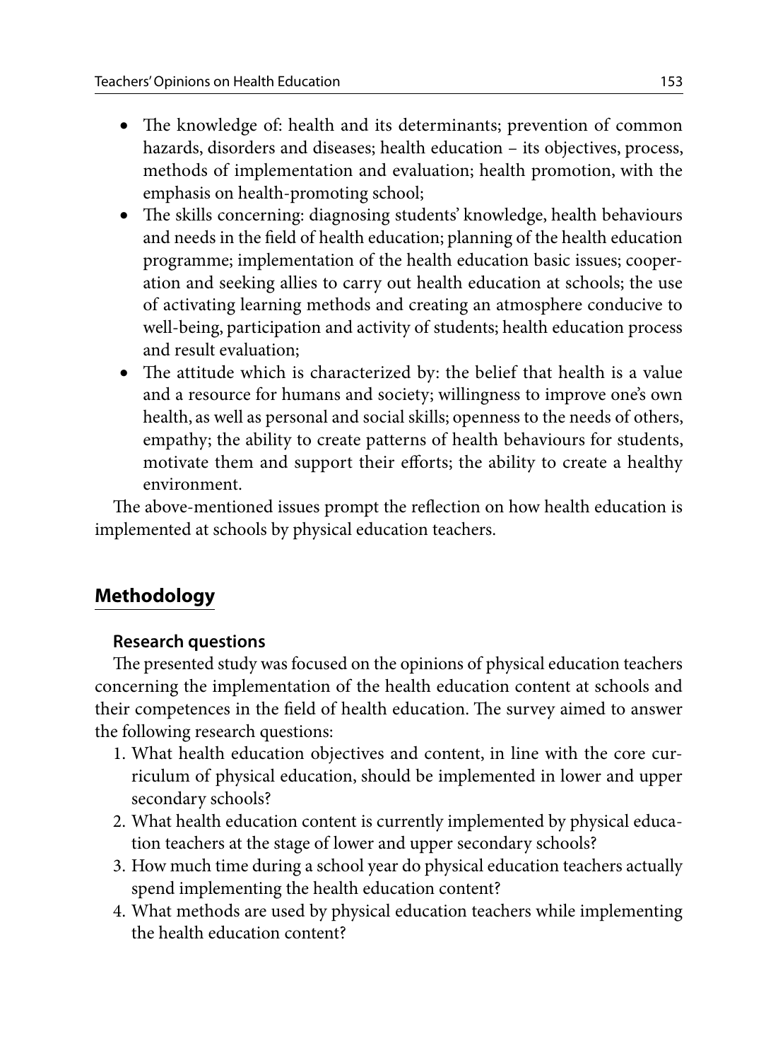- The knowledge of: health and its determinants; prevention of common hazards, disorders and diseases; health education – its objectives, process, methods of implementation and evaluation; health promotion, with the emphasis on health-promoting school;
- The skills concerning: diagnosing students' knowledge, health behaviours and needs in the field of health education; planning of the health education programme; implementation of the health education basic issues; cooperation and seeking allies to carry out health education at schools; the use of activating learning methods and creating an atmosphere conducive to well-being, participation and activity of students; health education process and result evaluation;
- The attitude which is characterized by: the belief that health is a value and a resource for humans and society; willingness to improve one's own health, as well as personal and social skills; openness to the needs of others, empathy; the ability to create patterns of health behaviours for students, motivate them and support their efforts; the ability to create a healthy environment.

The above-mentioned issues prompt the reflection on how health education is implemented at schools by physical education teachers.

## Methodology

### Research questions

The presented study was focused on the opinions of physical education teachers concerning the implementation of the health education content at schools and their competences in the field of health education. The survey aimed to answer the following research questions:

1. What health education objectives and content, in line with the core curriculum of physical education, should be implemented in lower and upper secondary schools?
2. What health education content is currently implemented by physical education teachers at the stage of lower and upper secondary schools?
3. How much time during a school year do physical education teachers actually spend implementing the health education content?
4. What methods are used by physical education teachers while implementing the health education content?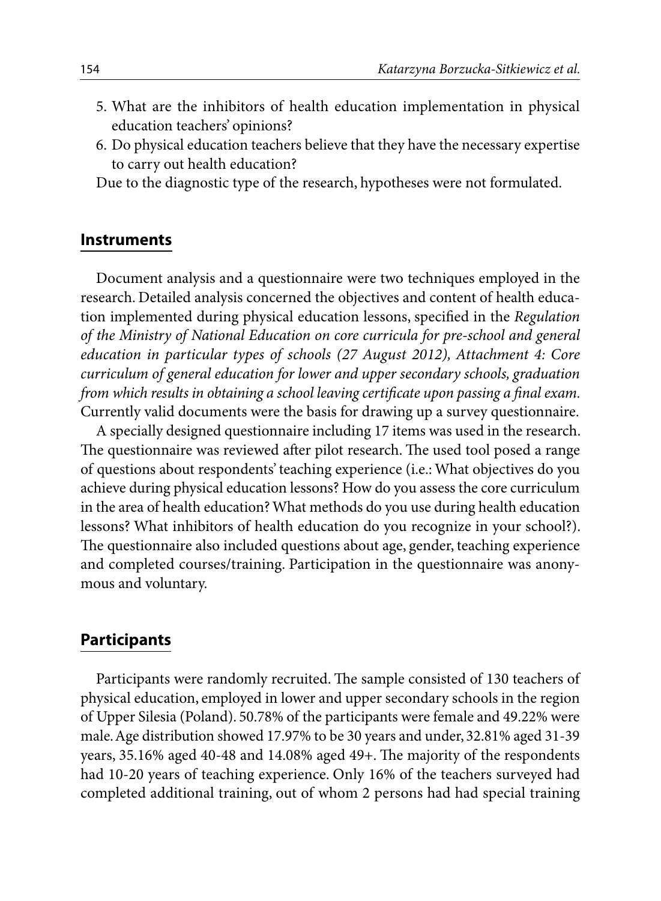5. What are the inhibitors of health education implementation in physical education teachers' opinions?
6. Do physical education teachers believe that they have the necessary expertise to carry out health education?

Due to the diagnostic type of the research, hypotheses were not formulated.

## Instruments

Document analysis and a questionnaire were two techniques employed in the research. Detailed analysis concerned the objectives and content of health education implemented during physical education lessons, specified in the *Regulation of the Ministry of National Education on core curricula for pre-school and general education in particular types of schools (27 August 2012), Attachment 4: Core curriculum of general education for lower and upper secondary schools, graduation from which results in obtaining a school leaving certificate upon passing a final exam.* Currently valid documents were the basis for drawing up a survey questionnaire.

A specially designed questionnaire including 17 items was used in the research. The questionnaire was reviewed after pilot research. The used tool posed a range of questions about respondents' teaching experience (i.e.: What objectives do you achieve during physical education lessons? How do you assess the core curriculum in the area of health education? What methods do you use during health education lessons? What inhibitors of health education do you recognize in your school?). The questionnaire also included questions about age, gender, teaching experience and completed courses/training. Participation in the questionnaire was anonymous and voluntary.

## Participants

Participants were randomly recruited. The sample consisted of 130 teachers of physical education, employed in lower and upper secondary schools in the region of Upper Silesia (Poland). 50.78% of the participants were female and 49.22% were male. Age distribution showed 17.97% to be 30 years and under, 32.81% aged 31-39 years, 35.16% aged 40-48 and 14.08% aged 49+. The majority of the respondents had 10-20 years of teaching experience. Only 16% of the teachers surveyed had completed additional training, out of whom 2 persons had had special training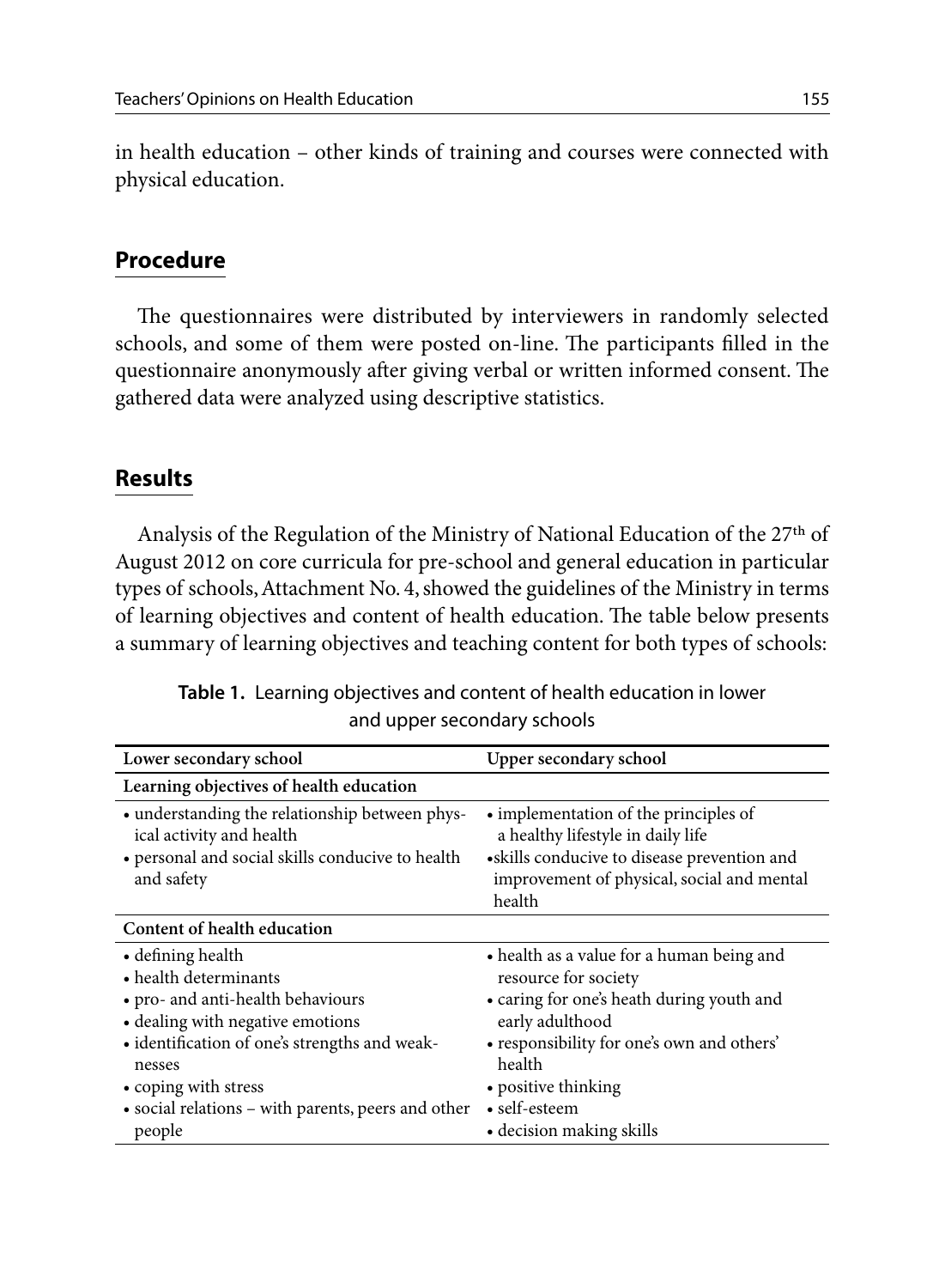in health education – other kinds of training and courses were connected with physical education.

## Procedure

The questionnaires were distributed by interviewers in randomly selected schools, and some of them were posted on-line. The participants filled in the questionnaire anonymously after giving verbal or written informed consent. The gathered data were analyzed using descriptive statistics.

## Results

Analysis of the Regulation of the Ministry of National Education of the 27th of August 2012 on core curricula for pre-school and general education in particular types of schools, Attachment No. 4, showed the guidelines of the Ministry in terms of learning objectives and content of health education. The table below presents a summary of learning objectives and teaching content for both types of schools:

**Table 1.** Learning objectives and content of health education in lower and upper secondary schools

| Lower secondary school | Upper secondary school |
|---|---|
| **Learning objectives of health education** | |
| • understanding the relationship between physical activity and health<br>• personal and social skills conducive to health and safety | • implementation of the principles of a healthy lifestyle in daily life<br>• skills conducive to disease prevention and improvement of physical, social and mental health |
| **Content of health education** | |
| • defining health<br>• health determinants<br>• pro- and anti-health behaviours<br>• dealing with negative emotions<br>• identification of one's strengths and weaknesses<br>• coping with stress<br>• social relations – with parents, peers and other people | • health as a value for a human being and resource for society<br>• caring for one's heath during youth and early adulthood<br>• responsibility for one's own and others' health<br>• positive thinking<br>• self-esteem<br>• decision making skills |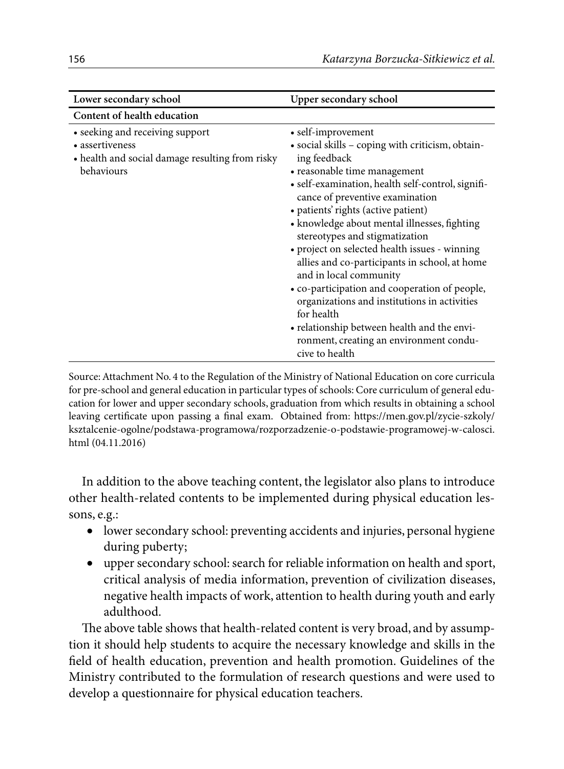| Lower secondary school | Upper secondary school |
|---|---|
| **Content of health education** | |
| • seeking and receiving support<br>• assertiveness<br>• health and social damage resulting from risky behaviours | • self-improvement<br>• social skills – coping with criticism, obtaining feedback<br>• reasonable time management<br>• self-examination, health self-control, significance of preventive examination<br>• patients' rights (active patient)<br>• knowledge about mental illnesses, fighting stereotypes and stigmatization<br>• project on selected health issues - winning allies and co-participants in school, at home and in local community<br>• co-participation and cooperation of people, organizations and institutions in activities for health<br>• relationship between health and the environment, creating an environment conducive to health |

Source: Attachment No. 4 to the Regulation of the Ministry of National Education on core curricula for pre-school and general education in particular types of schools: Core curriculum of general education for lower and upper secondary schools, graduation from which results in obtaining a school leaving certificate upon passing a final exam. Obtained from: https://men.gov.pl/zycie-szkoly/ksztalcenie-ogolne/podstawa-programowa/rozporzadzenie-o-podstawie-programowej-w-calosci.html (04.11.2016)

In addition to the above teaching content, the legislator also plans to introduce other health-related contents to be implemented during physical education lessons, e.g.:

- lower secondary school: preventing accidents and injuries, personal hygiene during puberty;
- upper secondary school: search for reliable information on health and sport, critical analysis of media information, prevention of civilization diseases, negative health impacts of work, attention to health during youth and early adulthood.

The above table shows that health-related content is very broad, and by assumption it should help students to acquire the necessary knowledge and skills in the field of health education, prevention and health promotion. Guidelines of the Ministry contributed to the formulation of research questions and were used to develop a questionnaire for physical education teachers.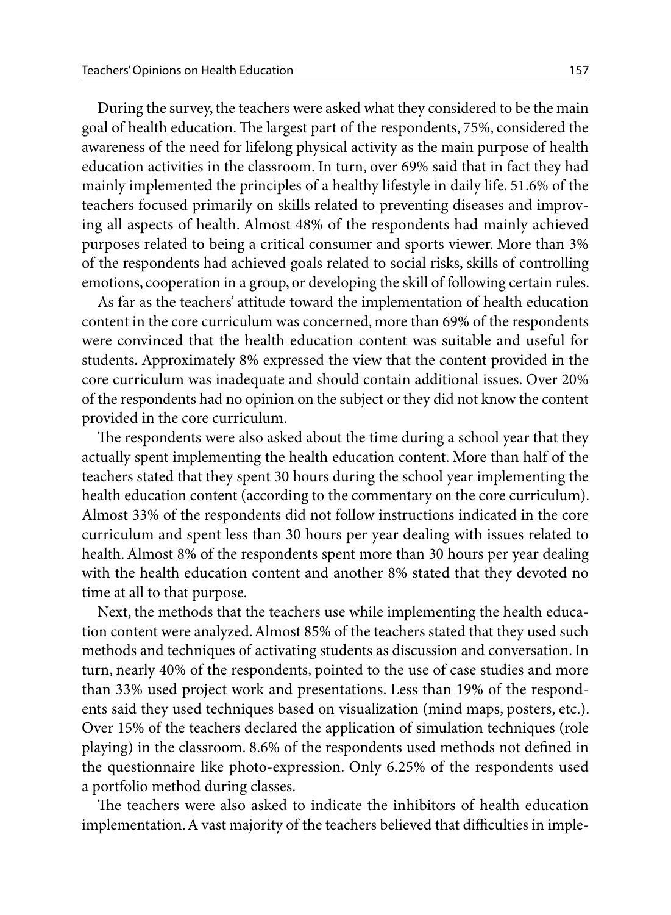During the survey, the teachers were asked what they considered to be the main goal of health education. The largest part of the respondents, 75%, considered the awareness of the need for lifelong physical activity as the main purpose of health education activities in the classroom. In turn, over 69% said that in fact they had mainly implemented the principles of a healthy lifestyle in daily life. 51.6% of the teachers focused primarily on skills related to preventing diseases and improving all aspects of health. Almost 48% of the respondents had mainly achieved purposes related to being a critical consumer and sports viewer. More than 3% of the respondents had achieved goals related to social risks, skills of controlling emotions, cooperation in a group, or developing the skill of following certain rules.

As far as the teachers' attitude toward the implementation of health education content in the core curriculum was concerned, more than 69% of the respondents were convinced that the health education content was suitable and useful for students**.** Approximately 8% expressed the view that the content provided in the core curriculum was inadequate and should contain additional issues. Over 20% of the respondents had no opinion on the subject or they did not know the content provided in the core curriculum.

The respondents were also asked about the time during a school year that they actually spent implementing the health education content. More than half of the teachers stated that they spent 30 hours during the school year implementing the health education content (according to the commentary on the core curriculum). Almost 33% of the respondents did not follow instructions indicated in the core curriculum and spent less than 30 hours per year dealing with issues related to health. Almost 8% of the respondents spent more than 30 hours per year dealing with the health education content and another 8% stated that they devoted no time at all to that purpose.

Next, the methods that the teachers use while implementing the health education content were analyzed. Almost 85% of the teachers stated that they used such methods and techniques of activating students as discussion and conversation. In turn, nearly 40% of the respondents, pointed to the use of case studies and more than 33% used project work and presentations. Less than 19% of the respondents said they used techniques based on visualization (mind maps, posters, etc.). Over 15% of the teachers declared the application of simulation techniques (role playing) in the classroom. 8.6% of the respondents used methods not defined in the questionnaire like photo-expression. Only 6.25% of the respondents used a portfolio method during classes.

The teachers were also asked to indicate the inhibitors of health education implementation. A vast majority of the teachers believed that difficulties in imple-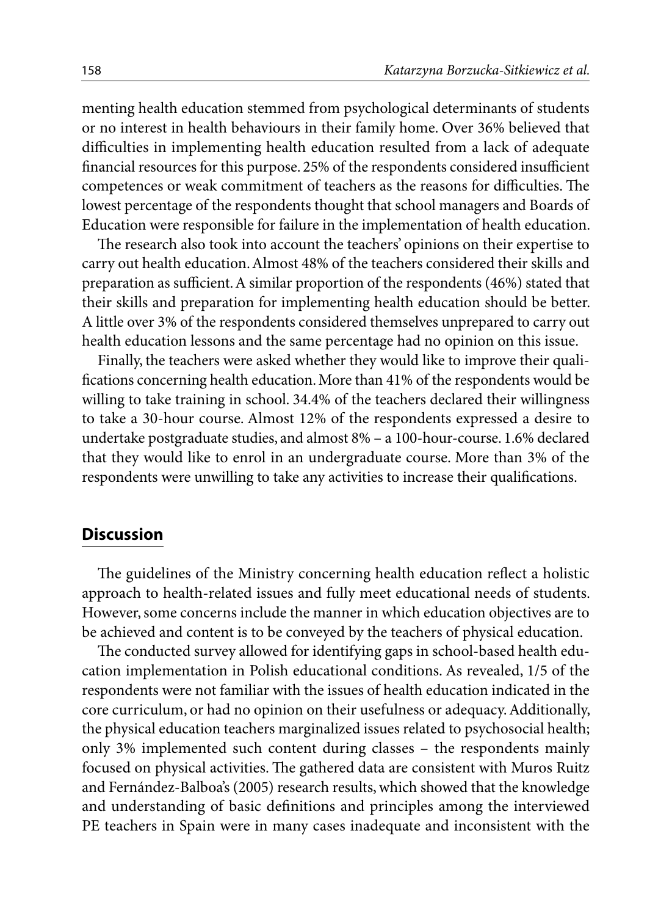menting health education stemmed from psychological determinants of students or no interest in health behaviours in their family home. Over 36% believed that difficulties in implementing health education resulted from a lack of adequate financial resources for this purpose. 25% of the respondents considered insufficient competences or weak commitment of teachers as the reasons for difficulties. The lowest percentage of the respondents thought that school managers and Boards of Education were responsible for failure in the implementation of health education.

The research also took into account the teachers' opinions on their expertise to carry out health education. Almost 48% of the teachers considered their skills and preparation as sufficient. A similar proportion of the respondents (46%) stated that their skills and preparation for implementing health education should be better. A little over 3% of the respondents considered themselves unprepared to carry out health education lessons and the same percentage had no opinion on this issue.

Finally, the teachers were asked whether they would like to improve their qualifications concerning health education. More than 41% of the respondents would be willing to take training in school. 34.4% of the teachers declared their willingness to take a 30-hour course. Almost 12% of the respondents expressed a desire to undertake postgraduate studies, and almost 8% – a 100-hour-course. 1.6% declared that they would like to enrol in an undergraduate course. More than 3% of the respondents were unwilling to take any activities to increase their qualifications.

## Discussion

The guidelines of the Ministry concerning health education reflect a holistic approach to health-related issues and fully meet educational needs of students. However, some concerns include the manner in which education objectives are to be achieved and content is to be conveyed by the teachers of physical education.

The conducted survey allowed for identifying gaps in school-based health education implementation in Polish educational conditions. As revealed, 1/5 of the respondents were not familiar with the issues of health education indicated in the core curriculum, or had no opinion on their usefulness or adequacy. Additionally, the physical education teachers marginalized issues related to psychosocial health; only 3% implemented such content during classes – the respondents mainly focused on physical activities. The gathered data are consistent with Muros Ruitz and Fernández-Balboa's (2005) research results, which showed that the knowledge and understanding of basic definitions and principles among the interviewed PE teachers in Spain were in many cases inadequate and inconsistent with the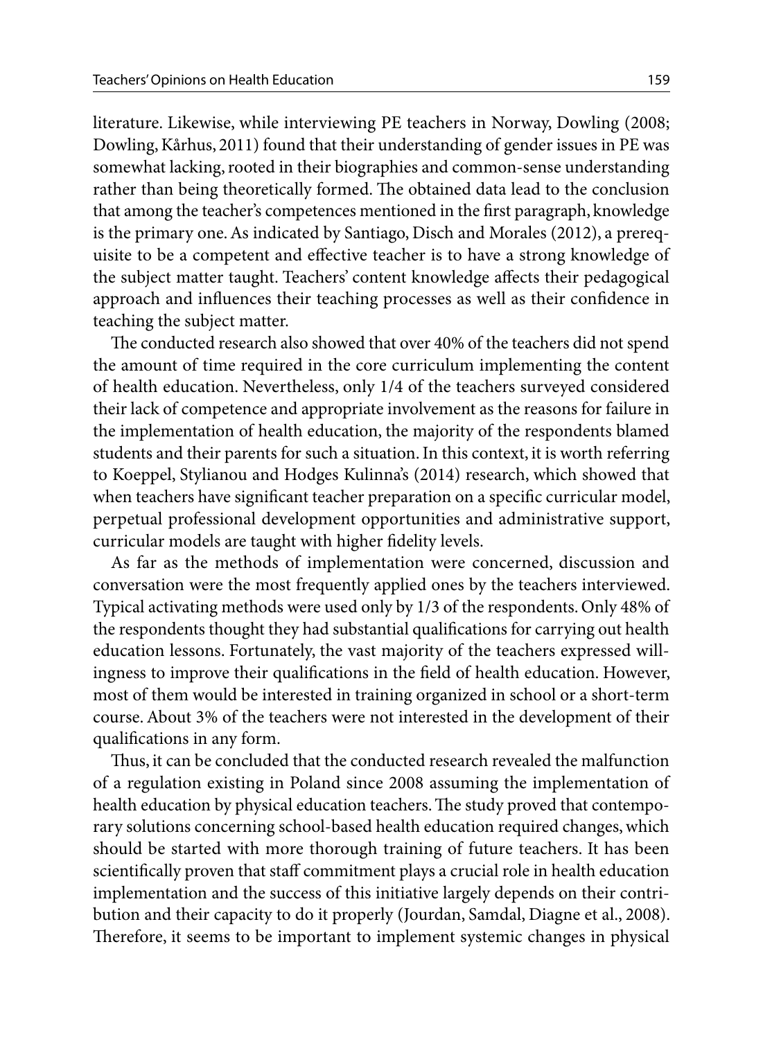literature. Likewise, while interviewing PE teachers in Norway, Dowling (2008; Dowling, Kårhus, 2011) found that their understanding of gender issues in PE was somewhat lacking, rooted in their biographies and common-sense understanding rather than being theoretically formed. The obtained data lead to the conclusion that among the teacher's competences mentioned in the first paragraph, knowledge is the primary one. As indicated by Santiago, Disch and Morales (2012), a prerequisite to be a competent and effective teacher is to have a strong knowledge of the subject matter taught. Teachers' content knowledge affects their pedagogical approach and influences their teaching processes as well as their confidence in teaching the subject matter.

The conducted research also showed that over 40% of the teachers did not spend the amount of time required in the core curriculum implementing the content of health education. Nevertheless, only 1/4 of the teachers surveyed considered their lack of competence and appropriate involvement as the reasons for failure in the implementation of health education, the majority of the respondents blamed students and their parents for such a situation. In this context, it is worth referring to Koeppel, Stylianou and Hodges Kulinna's (2014) research, which showed that when teachers have significant teacher preparation on a specific curricular model, perpetual professional development opportunities and administrative support, curricular models are taught with higher fidelity levels.

As far as the methods of implementation were concerned, discussion and conversation were the most frequently applied ones by the teachers interviewed. Typical activating methods were used only by 1/3 of the respondents. Only 48% of the respondents thought they had substantial qualifications for carrying out health education lessons. Fortunately, the vast majority of the teachers expressed willingness to improve their qualifications in the field of health education. However, most of them would be interested in training organized in school or a short-term course. About 3% of the teachers were not interested in the development of their qualifications in any form.

Thus, it can be concluded that the conducted research revealed the malfunction of a regulation existing in Poland since 2008 assuming the implementation of health education by physical education teachers. The study proved that contemporary solutions concerning school-based health education required changes, which should be started with more thorough training of future teachers. It has been scientifically proven that staff commitment plays a crucial role in health education implementation and the success of this initiative largely depends on their contribution and their capacity to do it properly (Jourdan, Samdal, Diagne et al., 2008). Therefore, it seems to be important to implement systemic changes in physical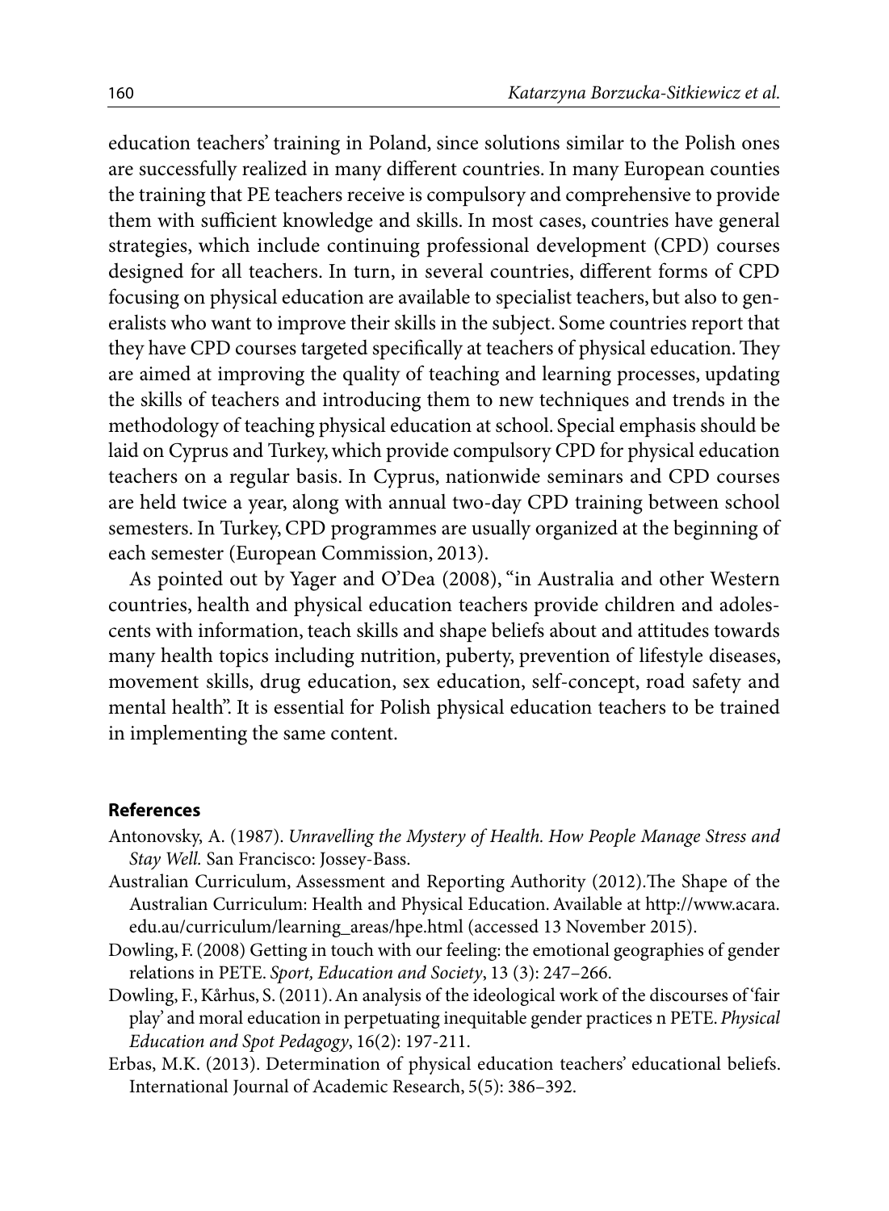education teachers' training in Poland, since solutions similar to the Polish ones are successfully realized in many different countries. In many European counties the training that PE teachers receive is compulsory and comprehensive to provide them with sufficient knowledge and skills. In most cases, countries have general strategies, which include continuing professional development (CPD) courses designed for all teachers. In turn, in several countries, different forms of CPD focusing on physical education are available to specialist teachers, but also to generalists who want to improve their skills in the subject. Some countries report that they have CPD courses targeted specifically at teachers of physical education. They are aimed at improving the quality of teaching and learning processes, updating the skills of teachers and introducing them to new techniques and trends in the methodology of teaching physical education at school. Special emphasis should be laid on Cyprus and Turkey, which provide compulsory CPD for physical education teachers on a regular basis. In Cyprus, nationwide seminars and CPD courses are held twice a year, along with annual two-day CPD training between school semesters. In Turkey, CPD programmes are usually organized at the beginning of each semester (European Commission, 2013).

As pointed out by Yager and O'Dea (2008), "in Australia and other Western countries, health and physical education teachers provide children and adolescents with information, teach skills and shape beliefs about and attitudes towards many health topics including nutrition, puberty, prevention of lifestyle diseases, movement skills, drug education, sex education, self-concept, road safety and mental health". It is essential for Polish physical education teachers to be trained in implementing the same content.

## References

Antonovsky, A. (1987). *Unravelling the Mystery of Health. How People Manage Stress and Stay Well.* San Francisco: Jossey-Bass.

Australian Curriculum, Assessment and Reporting Authority (2012).The Shape of the Australian Curriculum: Health and Physical Education. Available at http://www.acara.edu.au/curriculum/learning_areas/hpe.html (accessed 13 November 2015).

Dowling, F. (2008) Getting in touch with our feeling: the emotional geographies of gender relations in PETE. *Sport, Education and Society*, 13 (3): 247–266.

Dowling, F., Kårhus, S. (2011). An analysis of the ideological work of the discourses of 'fair play' and moral education in perpetuating inequitable gender practices n PETE. *Physical Education and Spot Pedagogy*, 16(2): 197-211.

Erbas, M.K. (2013). Determination of physical education teachers' educational beliefs. International Journal of Academic Research, 5(5): 386–392.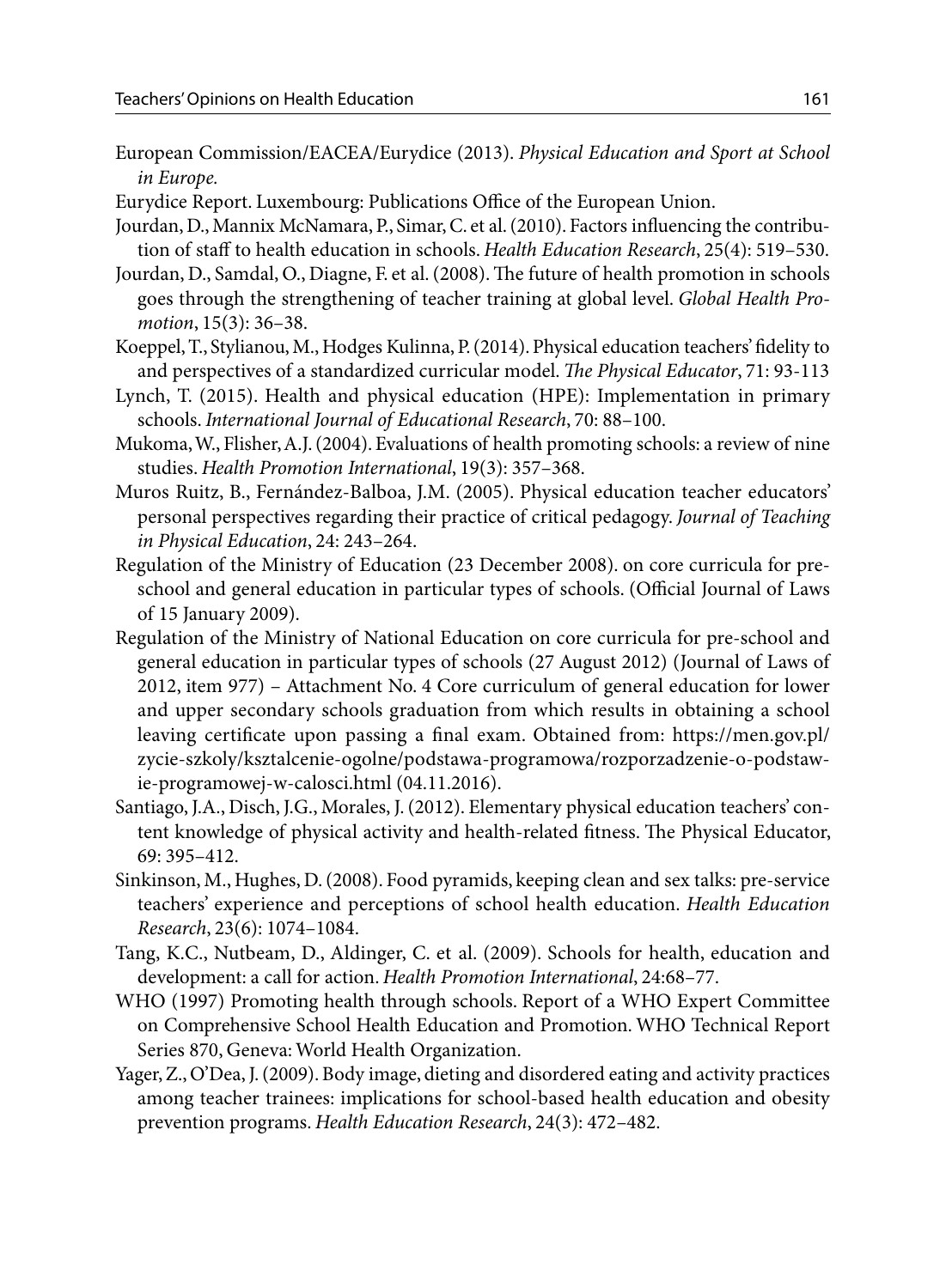European Commission/EACEA/Eurydice (2013). *Physical Education and Sport at School in Europe.*

Eurydice Report. Luxembourg: Publications Office of the European Union.

Jourdan, D., Mannix McNamara, P., Simar, C. et al. (2010). Factors influencing the contribution of staff to health education in schools. *Health Education Research*, 25(4): 519–530.

Jourdan, D., Samdal, O., Diagne, F. et al. (2008). The future of health promotion in schools goes through the strengthening of teacher training at global level. *Global Health Promotion*, 15(3): 36–38.

Koeppel, T., Stylianou, M., Hodges Kulinna, P. (2014). Physical education teachers' fidelity to and perspectives of a standardized curricular model. *The Physical Educator*, 71: 93-113

Lynch, T. (2015). Health and physical education (HPE): Implementation in primary schools. *International Journal of Educational Research*, 70: 88–100.

Mukoma, W., Flisher, A.J. (2004). Evaluations of health promoting schools: a review of nine studies. *Health Promotion International*, 19(3): 357–368.

Muros Ruitz, B., Fernández-Balboa, J.M. (2005). Physical education teacher educators' personal perspectives regarding their practice of critical pedagogy. *Journal of Teaching in Physical Education*, 24: 243–264.

Regulation of the Ministry of Education (23 December 2008). on core curricula for pre-school and general education in particular types of schools. (Official Journal of Laws of 15 January 2009).

Regulation of the Ministry of National Education on core curricula for pre-school and general education in particular types of schools (27 August 2012) (Journal of Laws of 2012, item 977) – Attachment No. 4 Core curriculum of general education for lower and upper secondary schools graduation from which results in obtaining a school leaving certificate upon passing a final exam. Obtained from: https://men.gov.pl/zycie-szkoly/ksztalcenie-ogolne/podstawa-programowa/rozporzadzenie-o-podstawie-programowej-w-calosci.html (04.11.2016).

Santiago, J.A., Disch, J.G., Morales, J. (2012). Elementary physical education teachers' content knowledge of physical activity and health-related fitness. The Physical Educator, 69: 395–412.

Sinkinson, M., Hughes, D. (2008). Food pyramids, keeping clean and sex talks: pre-service teachers' experience and perceptions of school health education. *Health Education Research*, 23(6): 1074–1084.

Tang, K.C., Nutbeam, D., Aldinger, C. et al. (2009). Schools for health, education and development: a call for action. *Health Promotion International*, 24:68–77.

WHO (1997) Promoting health through schools. Report of a WHO Expert Committee on Comprehensive School Health Education and Promotion. WHO Technical Report Series 870, Geneva: World Health Organization.

Yager, Z., O'Dea, J. (2009). Body image, dieting and disordered eating and activity practices among teacher trainees: implications for school-based health education and obesity prevention programs. *Health Education Research*, 24(3): 472–482.